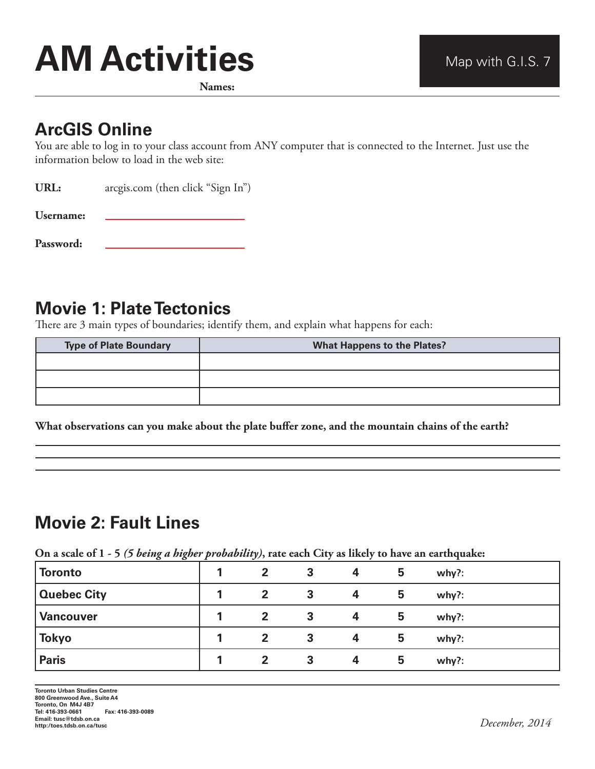# AM Activities

Map with G.I.S. 7

**Names:**

## ArcGIS Online

You are able to log in to your class account from ANY computer that is connected to the Internet. Just use the information below to load in the web site:

**URL:** arcgis.com (then click "Sign In")

**Username:** ____________________

**Password:** ____________________

## Movie 1: Plate Tectonics

There are 3 main types of boundaries; identify them, and explain what happens for each:

| Type of Plate Boundary | What Happens to the Plates? |
|---|---|
| | |
| | |
| | |

**What observations can you make about the plate buffer zone, and the mountain chains of the earth?**

______________________________________________________________________

______________________________________________________________________

______________________________________________________________________

## Movie 2: Fault Lines

**On a scale of 1 - 5 *(5 being a higher probability)*, rate each City as likely to have an earthquake:**

| City | | | | | | |
|---|---|---|---|---|---|---|
| **Toronto** | 1 | 2 | 3 | 4 | 5 | why?: |
| **Quebec City** | 1 | 2 | 3 | 4 | 5 | why?: |
| **Vancouver** | 1 | 2 | 3 | 4 | 5 | why?: |
| **Tokyo** | 1 | 2 | 3 | 4 | 5 | why?: |
| **Paris** | 1 | 2 | 3 | 4 | 5 | why?: |

Toronto Urban Studies Centre
800 Greenwood Ave., Suite A4
Toronto, On M4J 4B7
Tel: 416-393-0661 Fax: 416-393-0089
Email: tusc@tdsb.on.ca
http:/toes.tdsb.on.ca/tusc

*December, 2014*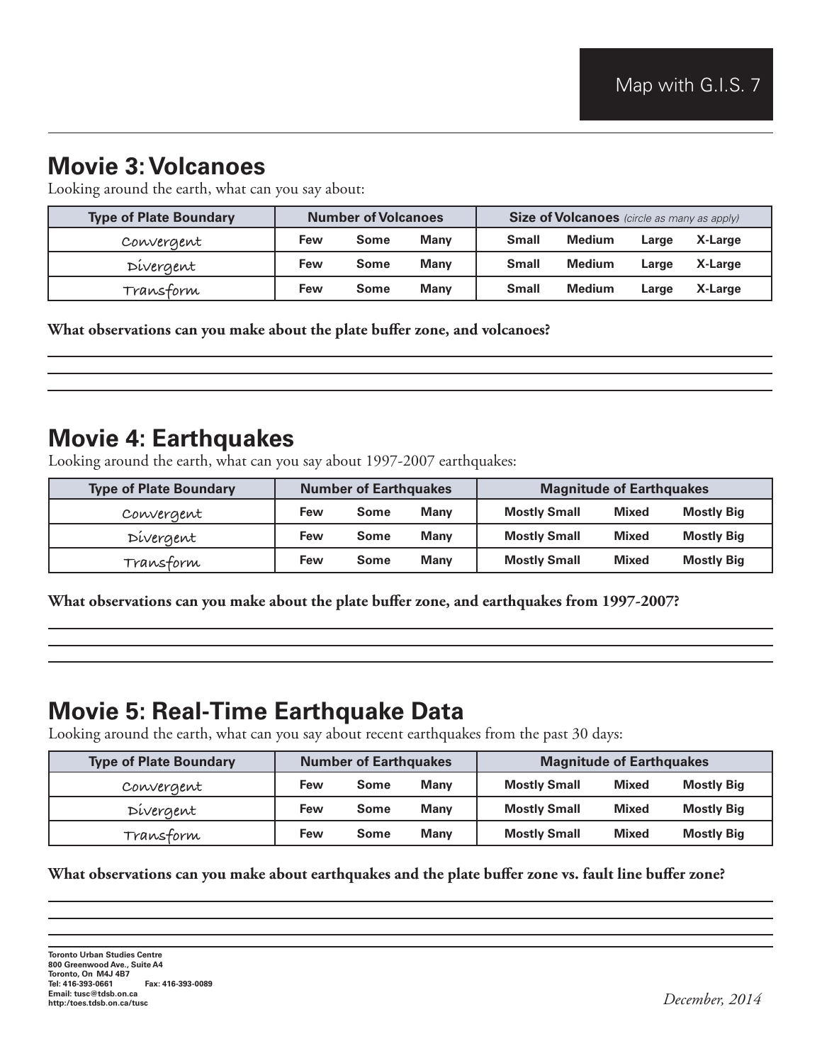## Movie 3: Volcanoes

Looking around the earth, what can you say about:

| Type of Plate Boundary | Number of Volcanoes | | | Size of Volcanoes *(circle as many as apply)* | | | |
|---|---|---|---|---|---|---|---|
| Convergent | Few | Some | Many | Small | Medium | Large | X-Large |
| Divergent | Few | Some | Many | Small | Medium | Large | X-Large |
| Transform | Few | Some | Many | Small | Medium | Large | X-Large |

**What observations can you make about the plate buffer zone, and volcanoes?**

## Movie 4: Earthquakes

Looking around the earth, what can you say about 1997-2007 earthquakes:

| Type of Plate Boundary | Number of Earthquakes | | | Magnitude of Earthquakes | | |
|---|---|---|---|---|---|---|
| Convergent | Few | Some | Many | Mostly Small | Mixed | Mostly Big |
| Divergent | Few | Some | Many | Mostly Small | Mixed | Mostly Big |
| Transform | Few | Some | Many | Mostly Small | Mixed | Mostly Big |

**What observations can you make about the plate buffer zone, and earthquakes from 1997-2007?**

## Movie 5: Real-Time Earthquake Data

Looking around the earth, what can you say about recent earthquakes from the past 30 days:

| Type of Plate Boundary | Number of Earthquakes | | | Magnitude of Earthquakes | | |
|---|---|---|---|---|---|---|
| Convergent | Few | Some | Many | Mostly Small | Mixed | Mostly Big |
| Divergent | Few | Some | Many | Mostly Small | Mixed | Mostly Big |
| Transform | Few | Some | Many | Mostly Small | Mixed | Mostly Big |

**What observations can you make about earthquakes and the plate buffer zone vs. fault line buffer zone?**

**Toronto Urban Studies Centre**
**800 Greenwood Ave., Suite A4**
**Toronto, On M4J 4B7**
**Tel: 416-393-0661 Fax: 416-393-0089**
**Email: tusc@tdsb.on.ca**
**http:/toes.tdsb.on.ca/tusc**

*December, 2014*